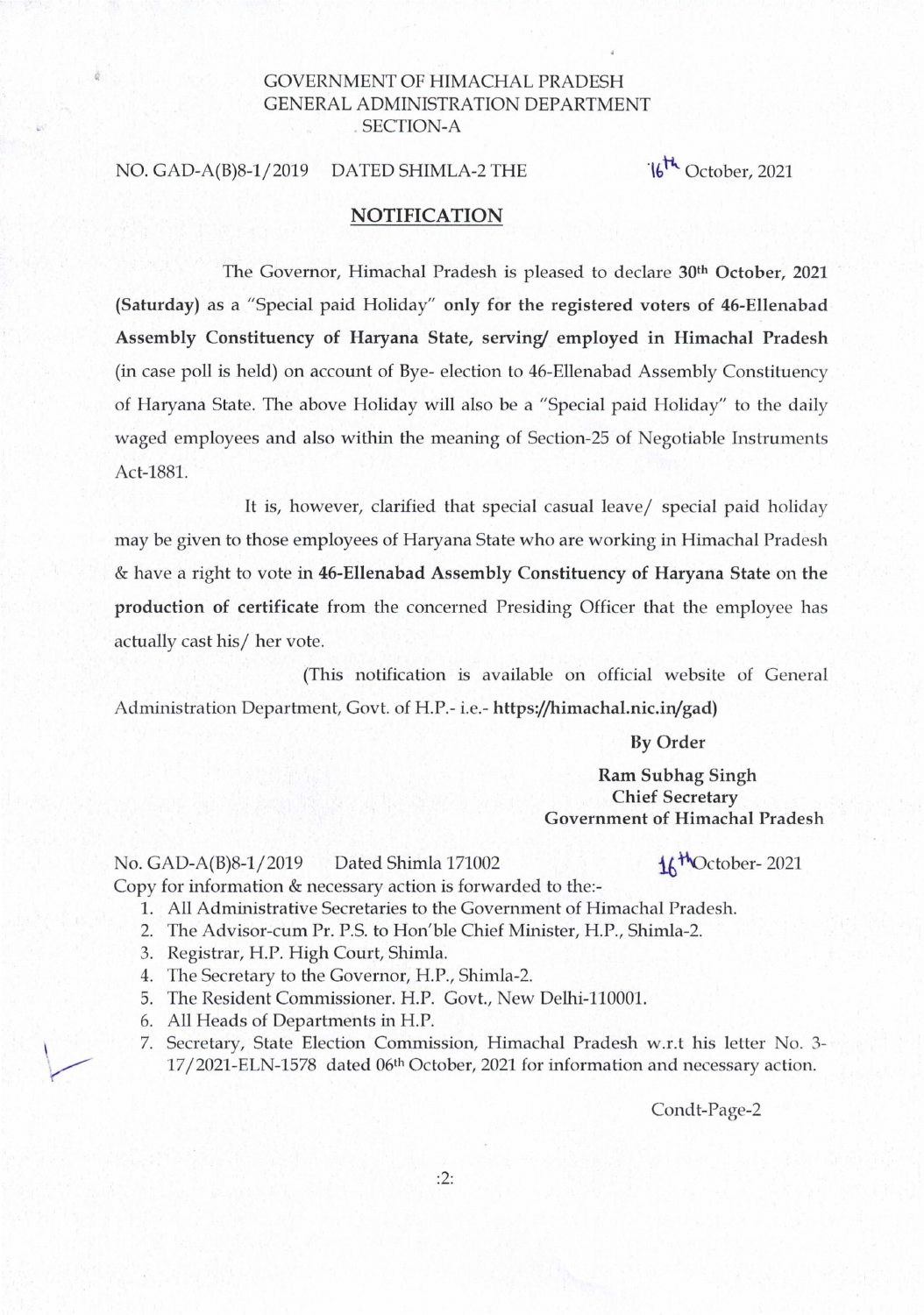GOVERNMENT OF HIMACHAL PRADESH
GENERAL ADMINISTRATION DEPARTMENT
SECTION-A

NO. GAD-A(B)8-1/2019 DATED SHIMLA-2 THE 16th October, 2021

## NOTIFICATION

The Governor, Himachal Pradesh is pleased to declare **30th October, 2021 (Saturday)** as a "Special paid Holiday" **only for the registered voters of 46-Ellenabad Assembly Constituency of Haryana State, serving/ employed in Himachal Pradesh** (in case poll is held) on account of Bye- election to 46-Ellenabad Assembly Constituency of Haryana State. The above Holiday will also be a "Special paid Holiday" to the daily waged employees and also within the meaning of Section-25 of Negotiable Instruments Act-1881.

It is, however, clarified that special casual leave/ special paid holiday may be given to those employees of Haryana State who are working in Himachal Pradesh & have a right to vote in **46-Ellenabad Assembly Constituency of Haryana State** on the **production of certificate** from the concerned Presiding Officer that the employee has actually cast his/ her vote.

(This notification is available on official website of General Administration Department, Govt. of H.P.- i.e.- **https://himachal.nic.in/gad)**

**By Order**

**Ram Subhag Singh**
**Chief Secretary**
**Government of Himachal Pradesh**

No. GAD-A(B)8-1/2019 Dated Shimla 171002 16th October- 2021

Copy for information & necessary action is forwarded to the:-

1. All Administrative Secretaries to the Government of Himachal Pradesh.
2. The Advisor-cum Pr. P.S. to Hon'ble Chief Minister, H.P., Shimla-2.
3. Registrar, H.P. High Court, Shimla.
4. The Secretary to the Governor, H.P., Shimla-2.
5. The Resident Commissioner. H.P. Govt., New Delhi-110001.
6. All Heads of Departments in H.P.
7. Secretary, State Election Commission, Himachal Pradesh w.r.t his letter No. 3-17/2021-ELN-1578 dated 06th October, 2021 for information and necessary action.

Condt-Page-2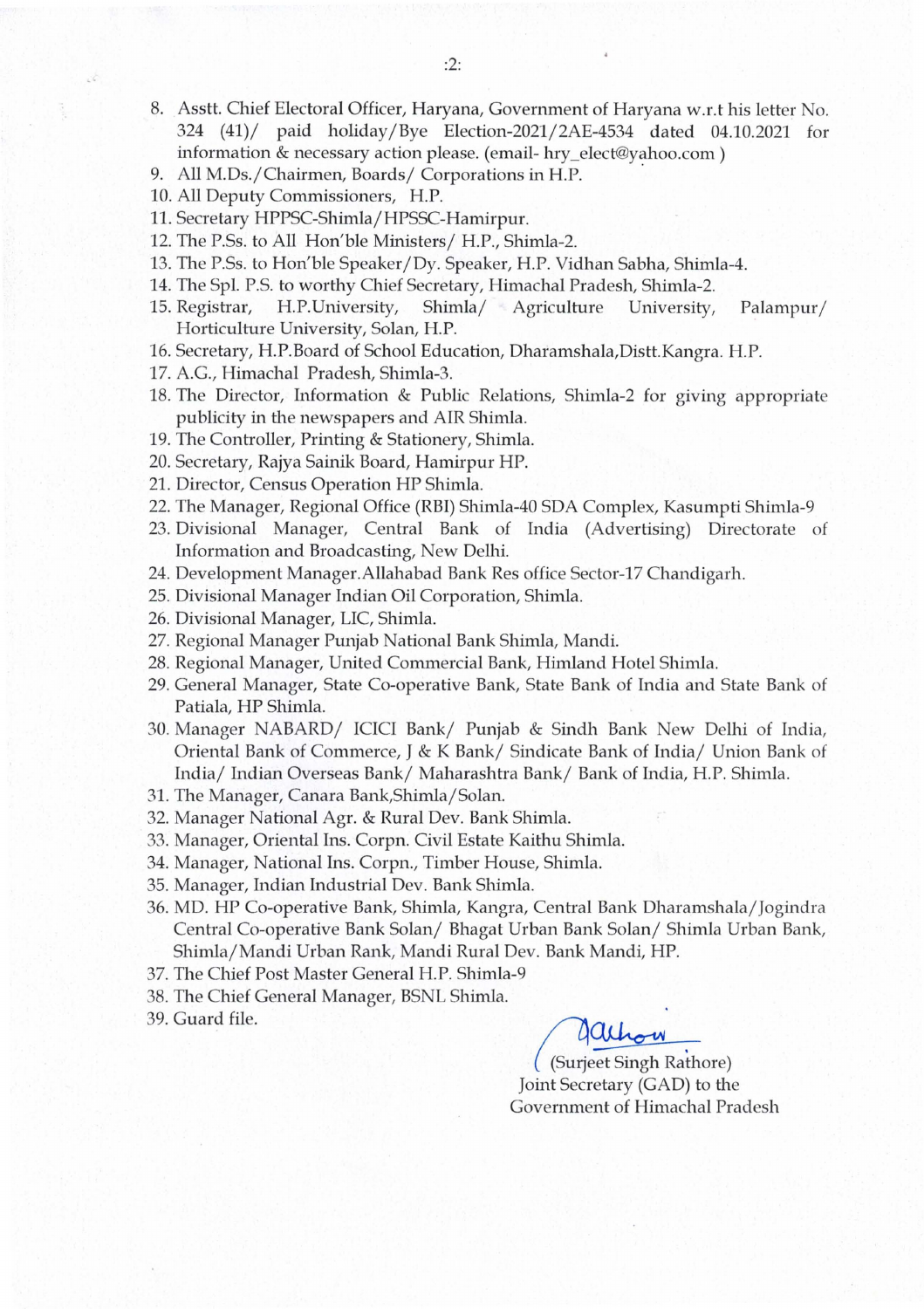8. Asstt. Chief Electoral Officer, Haryana, Government of Haryana w.r.t his letter No. 324 (41)/ paid holiday/Bye Election-2021/2AE-4534 dated 04.10.2021 for information & necessary action please. (email- hry_elect@yahoo.com )
9. All M.Ds./Chairmen, Boards/ Corporations in H.P.
10. All Deputy Commissioners, H.P.
11. Secretary HPPSC-Shimla/HPSSC-Hamirpur.
12. The P.Ss. to All Hon'ble Ministers/ H.P., Shimla-2.
13. The P.Ss. to Hon'ble Speaker/Dy. Speaker, H.P. Vidhan Sabha, Shimla-4.
14. The Spl. P.S. to worthy Chief Secretary, Himachal Pradesh, Shimla-2.
15. Registrar, H.P.University, Shimla/ Agriculture University, Palampur/ Horticulture University, Solan, H.P.
16. Secretary, H.P.Board of School Education, Dharamshala,Distt.Kangra. H.P.
17. A.G., Himachal Pradesh, Shimla-3.
18. The Director, Information & Public Relations, Shimla-2 for giving appropriate publicity in the newspapers and AIR Shimla.
19. The Controller, Printing & Stationery, Shimla.
20. Secretary, Rajya Sainik Board, Hamirpur HP.
21. Director, Census Operation HP Shimla.
22. The Manager, Regional Office (RBI) Shimla-40 SDA Complex, Kasumpti Shimla-9
23. Divisional Manager, Central Bank of India (Advertising) Directorate of Information and Broadcasting, New Delhi.
24. Development Manager.Allahabad Bank Res office Sector-17 Chandigarh.
25. Divisional Manager Indian Oil Corporation, Shimla.
26. Divisional Manager, LIC, Shimla.
27. Regional Manager Punjab National Bank Shimla, Mandi.
28. Regional Manager, United Commercial Bank, Himland Hotel Shimla.
29. General Manager, State Co-operative Bank, State Bank of India and State Bank of Patiala, HP Shimla.
30. Manager NABARD/ ICICI Bank/ Punjab & Sindh Bank New Delhi of India, Oriental Bank of Commerce, J & K Bank/ Sindicate Bank of India/ Union Bank of India/ Indian Overseas Bank/ Maharashtra Bank/ Bank of India, H.P. Shimla.
31. The Manager, Canara Bank,Shimla/Solan.
32. Manager National Agr. & Rural Dev. Bank Shimla.
33. Manager, Oriental Ins. Corpn. Civil Estate Kaithu Shimla.
34. Manager, National Ins. Corpn., Timber House, Shimla.
35. Manager, Indian Industrial Dev. Bank Shimla.
36. MD. HP Co-operative Bank, Shimla, Kangra, Central Bank Dharamshala/Jogindra Central Co-operative Bank Solan/ Bhagat Urban Bank Solan/ Shimla Urban Bank, Shimla/Mandi Urban Rank, Mandi Rural Dev. Bank Mandi, HP.
37. The Chief Post Master General H.P. Shimla-9
38. The Chief General Manager, BSNL Shimla.
39. Guard file.

(Surjeet Singh Rathore)
Joint Secretary (GAD) to the
Government of Himachal Pradesh